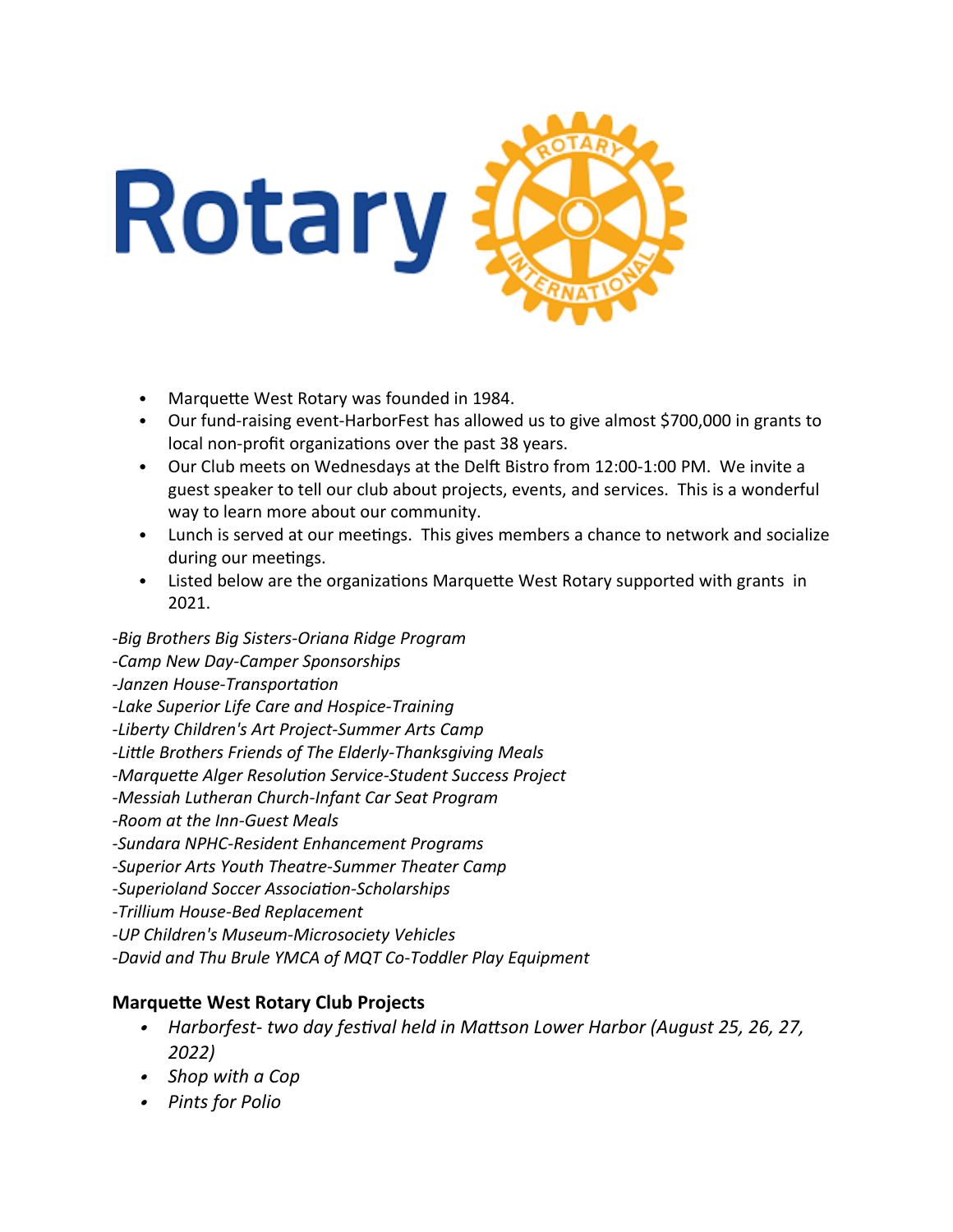- Marquette West Rotary was founded in 1984.
- Our fund-raising event-HarborFest has allowed us to give almost $700,000 in grants to local non-profit organizations over the past 38 years.
- Our Club meets on Wednesdays at the Delft Bistro from 12:00-1:00 PM. We invite a guest speaker to tell our club about projects, events, and services. This is a wonderful way to learn more about our community.
- Lunch is served at our meetings. This gives members a chance to network and socialize during our meetings.
- Listed below are the organizations Marquette West Rotary supported with grants in 2021.

*-Big Brothers Big Sisters-Oriana Ridge Program*
*-Camp New Day-Camper Sponsorships*
*-Janzen House-Transportation*
*-Lake Superior Life Care and Hospice-Training*
*-Liberty Children's Art Project-Summer Arts Camp*
*-Little Brothers Friends of The Elderly-Thanksgiving Meals*
*-Marquette Alger Resolution Service-Student Success Project*
*-Messiah Lutheran Church-Infant Car Seat Program*
*-Room at the Inn-Guest Meals*
*-Sundara NPHC-Resident Enhancement Programs*
*-Superior Arts Youth Theatre-Summer Theater Camp*
*-Superioland Soccer Association-Scholarships*
*-Trillium House-Bed Replacement*
*-UP Children's Museum-Microsociety Vehicles*
*-David and Thu Brule YMCA of MQT Co-Toddler Play Equipment*

### Marquette West Rotary Club Projects

- *Harborfest- two day festival held in Mattson Lower Harbor (August 25, 26, 27, 2022)*
- *Shop with a Cop*
- *Pints for Polio*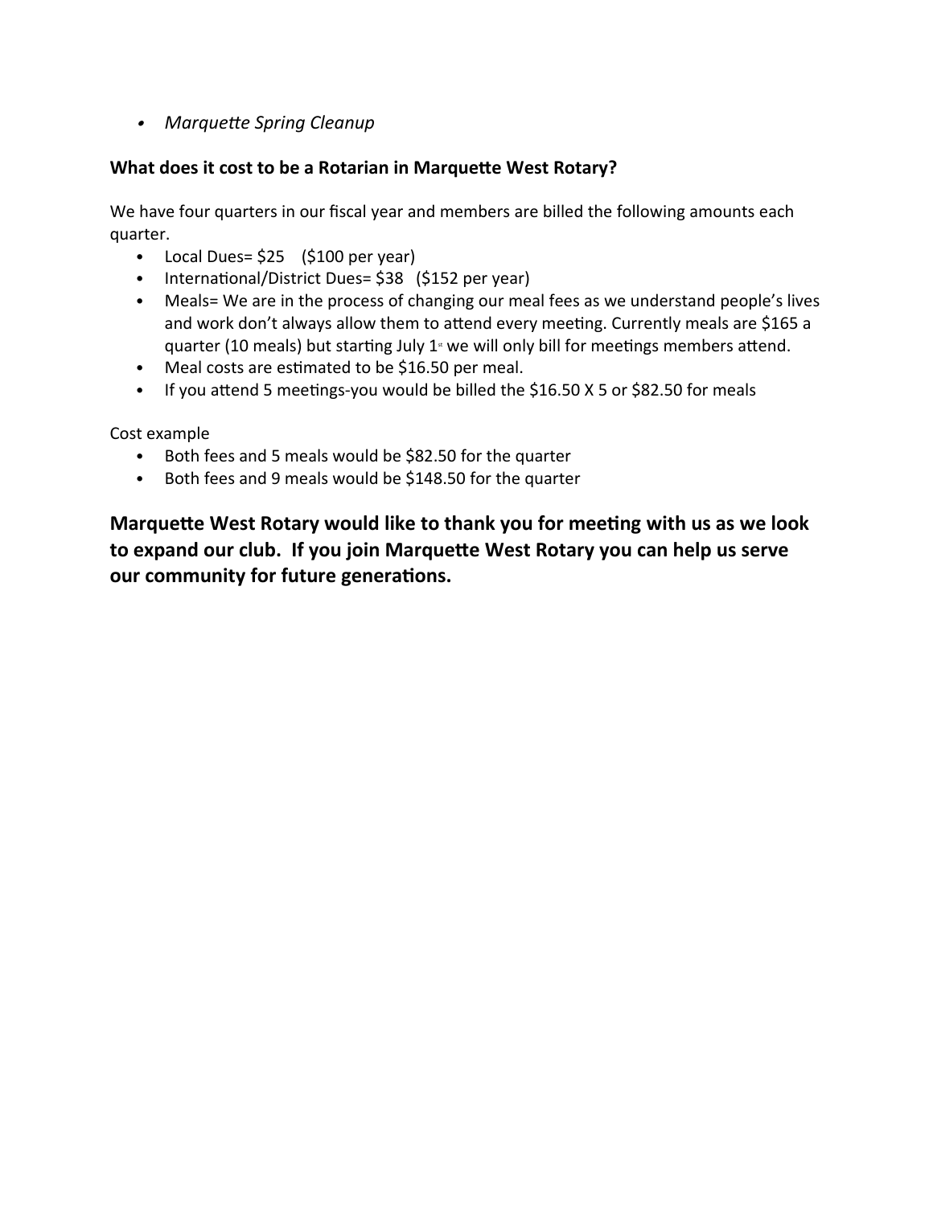- *Marquette Spring Cleanup*

**What does it cost to be a Rotarian in Marquette West Rotary?**

We have four quarters in our fiscal year and members are billed the following amounts each quarter.

- Local Dues= $25 ($100 per year)
- International/District Dues= $38 ($152 per year)
- Meals= We are in the process of changing our meal fees as we understand people's lives and work don't always allow them to attend every meeting. Currently meals are $165 a quarter (10 meals) but starting July 1st we will only bill for meetings members attend.
- Meal costs are estimated to be $16.50 per meal.
- If you attend 5 meetings-you would be billed the $16.50 X 5 or $82.50 for meals

Cost example

- Both fees and 5 meals would be $82.50 for the quarter
- Both fees and 9 meals would be $148.50 for the quarter

**Marquette West Rotary would like to thank you for meeting with us as we look to expand our club. If you join Marquette West Rotary you can help us serve our community for future generations.**